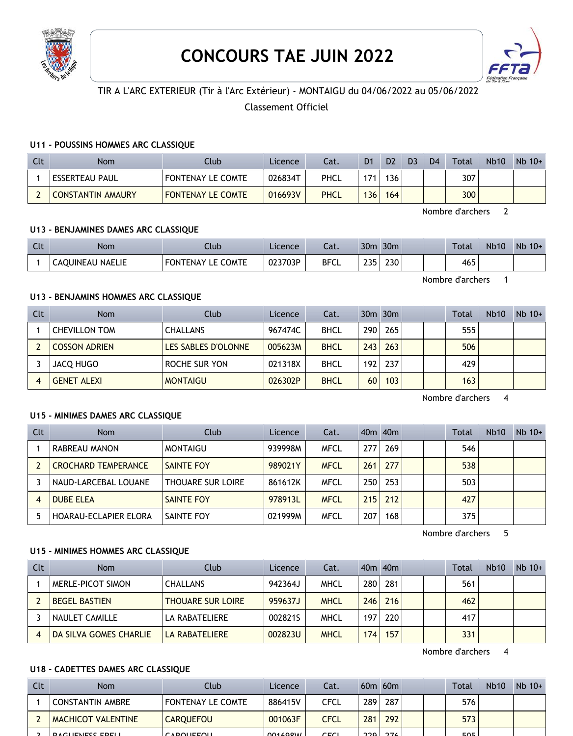# CONCOURS TAE JUIN 2022

TIR A L'ARC EXTERIEUR (Tir à l'Arc Extérieur) - MONTAIGU du 04/06/2022 au 05/06/2022

Classement Officiel

### U11 - POUSSINS HOMMES ARC CLASSIQUE

| Clt | Nom | Club | Licence | Cat. | D1 | D2 | D3 | D4 | Total | Nb10 | Nb 10+ |
|---|---|---|---|---|---|---|---|---|---|---|---|
| 1 | ESSERTEAU PAUL | FONTENAY LE COMTE | 026834T | PHCL | 171 | 136 | | | 307 | | |
| 2 | CONSTANTIN AMAURY | FONTENAY LE COMTE | 016693V | PHCL | 136 | 164 | | | 300 | | |

Nombre d'archers 2

### U13 - BENJAMINES DAMES ARC CLASSIQUE

| Clt | Nom | Club | Licence | Cat. | 30m | 30m | | | Total | Nb10 | Nb 10+ |
|---|---|---|---|---|---|---|---|---|---|---|---|
| 1 | CAQUINEAU NAELIE | FONTENAY LE COMTE | 023703P | BFCL | 235 | 230 | | | 465 | | |

Nombre d'archers 1

### U13 - BENJAMINS HOMMES ARC CLASSIQUE

| Clt | Nom | Club | Licence | Cat. | 30m | 30m | | | Total | Nb10 | Nb 10+ |
|---|---|---|---|---|---|---|---|---|---|---|---|
| 1 | CHEVILLON TOM | CHALLANS | 967474C | BHCL | 290 | 265 | | | 555 | | |
| 2 | COSSON ADRIEN | LES SABLES D'OLONNE | 005623M | BHCL | 243 | 263 | | | 506 | | |
| 3 | JACQ HUGO | ROCHE SUR YON | 021318X | BHCL | 192 | 237 | | | 429 | | |
| 4 | GENET ALEXI | MONTAIGU | 026302P | BHCL | 60 | 103 | | | 163 | | |

Nombre d'archers 4

### U15 - MINIMES DAMES ARC CLASSIQUE

| Clt | Nom | Club | Licence | Cat. | 40m | 40m | | | Total | Nb10 | Nb 10+ |
|---|---|---|---|---|---|---|---|---|---|---|---|
| 1 | RABREAU MANON | MONTAIGU | 939998M | MFCL | 277 | 269 | | | 546 | | |
| 2 | CROCHARD TEMPERANCE | SAINTE FOY | 989021Y | MFCL | 261 | 277 | | | 538 | | |
| 3 | NAUD-LARCEBAL LOUANE | THOUARE SUR LOIRE | 861612K | MFCL | 250 | 253 | | | 503 | | |
| 4 | DUBE ELEA | SAINTE FOY | 978913L | MFCL | 215 | 212 | | | 427 | | |
| 5 | HOARAU-ECLAPIER ELORA | SAINTE FOY | 021999M | MFCL | 207 | 168 | | | 375 | | |

Nombre d'archers 5

### U15 - MINIMES HOMMES ARC CLASSIQUE

| Clt | Nom | Club | Licence | Cat. | 40m | 40m | | | Total | Nb10 | Nb 10+ |
|---|---|---|---|---|---|---|---|---|---|---|---|
| 1 | MERLE-PICOT SIMON | CHALLANS | 942364J | MHCL | 280 | 281 | | | 561 | | |
| 2 | BEGEL BASTIEN | THOUARE SUR LOIRE | 959637J | MHCL | 246 | 216 | | | 462 | | |
| 3 | NAULET CAMILLE | LA RABATELIERE | 002821S | MHCL | 197 | 220 | | | 417 | | |
| 4 | DA SILVA GOMES CHARLIE | LA RABATELIERE | 002823U | MHCL | 174 | 157 | | | 331 | | |

Nombre d'archers 4

### U18 - CADETTES DAMES ARC CLASSIQUE

| Clt | Nom | Club | Licence | Cat. | 60m | 60m | | | Total | Nb10 | Nb 10+ |
|---|---|---|---|---|---|---|---|---|---|---|---|
| 1 | CONSTANTIN AMBRE | FONTENAY LE COMTE | 886415V | CFCL | 289 | 287 | | | 576 | | |
| 2 | MACHICOT VALENTINE | CARQUEFOU | 001063F | CFCL | 281 | 292 | | | 573 | | |
| 3 | BAGUENESS EBELI | CARQUEFOU | 001698W | CFCL | 229 | 276 | | | 505 | | |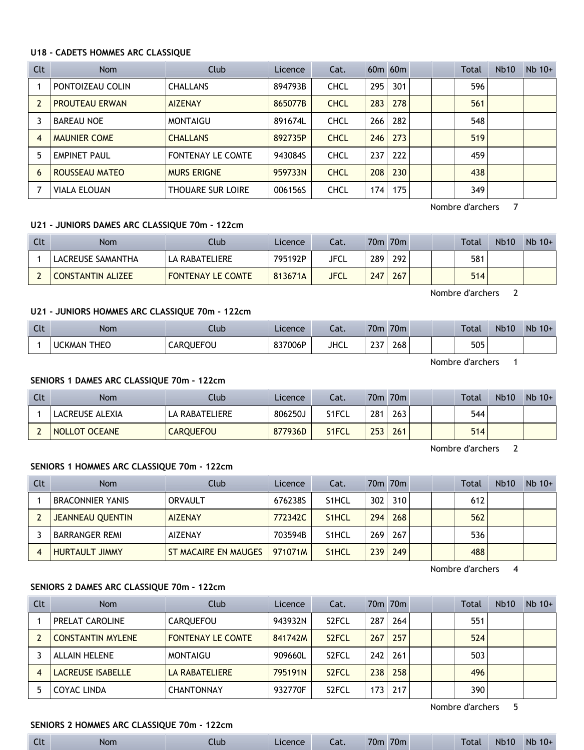**U18 - CADETS HOMMES ARC CLASSIQUE**

| Clt | Nom | Club | Licence | Cat. | 60m | 60m | | | Total | Nb10 | Nb 10+ |
|---|---|---|---|---|---|---|---|---|---|---|---|
| 1 | PONTOIZEAU COLIN | CHALLANS | 894793B | CHCL | 295 | 301 | | | 596 | | |
| 2 | PROUTEAU ERWAN | AIZENAY | 865077B | CHCL | 283 | 278 | | | 561 | | |
| 3 | BAREAU NOE | MONTAIGU | 891674L | CHCL | 266 | 282 | | | 548 | | |
| 4 | MAUNIER COME | CHALLANS | 892735P | CHCL | 246 | 273 | | | 519 | | |
| 5 | EMPINET PAUL | FONTENAY LE COMTE | 943084S | CHCL | 237 | 222 | | | 459 | | |
| 6 | ROUSSEAU MATEO | MURS ERIGNE | 959733N | CHCL | 208 | 230 | | | 438 | | |
| 7 | VIALA ELOUAN | THOUARE SUR LOIRE | 006156S | CHCL | 174 | 175 | | | 349 | | |

Nombre d'archers 7

**U21 - JUNIORS DAMES ARC CLASSIQUE 70m - 122cm**

| Clt | Nom | Club | Licence | Cat. | 70m | 70m | | | Total | Nb10 | Nb 10+ |
|---|---|---|---|---|---|---|---|---|---|---|---|
| 1 | LACREUSE SAMANTHA | LA RABATELIERE | 795192P | JFCL | 289 | 292 | | | 581 | | |
| 2 | CONSTANTIN ALIZEE | FONTENAY LE COMTE | 813671A | JFCL | 247 | 267 | | | 514 | | |

Nombre d'archers 2

**U21 - JUNIORS HOMMES ARC CLASSIQUE 70m - 122cm**

| Clt | Nom | Club | Licence | Cat. | 70m | 70m | | | Total | Nb10 | Nb 10+ |
|---|---|---|---|---|---|---|---|---|---|---|---|
| 1 | UCKMAN THEO | CARQUEFOU | 837006P | JHCL | 237 | 268 | | | 505 | | |

Nombre d'archers 1

**SENIORS 1 DAMES ARC CLASSIQUE 70m - 122cm**

| Clt | Nom | Club | Licence | Cat. | 70m | 70m | | | Total | Nb10 | Nb 10+ |
|---|---|---|---|---|---|---|---|---|---|---|---|
| 1 | LACREUSE ALEXIA | LA RABATELIERE | 806250J | S1FCL | 281 | 263 | | | 544 | | |
| 2 | NOLLOT OCEANE | CARQUEFOU | 877936D | S1FCL | 253 | 261 | | | 514 | | |

Nombre d'archers 2

**SENIORS 1 HOMMES ARC CLASSIQUE 70m - 122cm**

| Clt | Nom | Club | Licence | Cat. | 70m | 70m | | | Total | Nb10 | Nb 10+ |
|---|---|---|---|---|---|---|---|---|---|---|---|
| 1 | BRACONNIER YANIS | ORVAULT | 676238S | S1HCL | 302 | 310 | | | 612 | | |
| 2 | JEANNEAU QUENTIN | AIZENAY | 772342C | S1HCL | 294 | 268 | | | 562 | | |
| 3 | BARRANGER REMI | AIZENAY | 703594B | S1HCL | 269 | 267 | | | 536 | | |
| 4 | HURTAULT JIMMY | ST MACAIRE EN MAUGES | 971071M | S1HCL | 239 | 249 | | | 488 | | |

Nombre d'archers 4

**SENIORS 2 DAMES ARC CLASSIQUE 70m - 122cm**

| Clt | Nom | Club | Licence | Cat. | 70m | 70m | | | Total | Nb10 | Nb 10+ |
|---|---|---|---|---|---|---|---|---|---|---|---|
| 1 | PRELAT CAROLINE | CARQUEFOU | 943932N | S2FCL | 287 | 264 | | | 551 | | |
| 2 | CONSTANTIN MYLENE | FONTENAY LE COMTE | 841742M | S2FCL | 267 | 257 | | | 524 | | |
| 3 | ALLAIN HELENE | MONTAIGU | 909660L | S2FCL | 242 | 261 | | | 503 | | |
| 4 | LACREUSE ISABELLE | LA RABATELIERE | 795191N | S2FCL | 238 | 258 | | | 496 | | |
| 5 | COYAC LINDA | CHANTONNAY | 932770F | S2FCL | 173 | 217 | | | 390 | | |

Nombre d'archers 5

**SENIORS 2 HOMMES ARC CLASSIQUE 70m - 122cm**

| Clt | Nom | Club | Licence | Cat. | 70m | 70m | | | Total | Nb10 | Nb 10+ |
|---|---|---|---|---|---|---|---|---|---|---|---|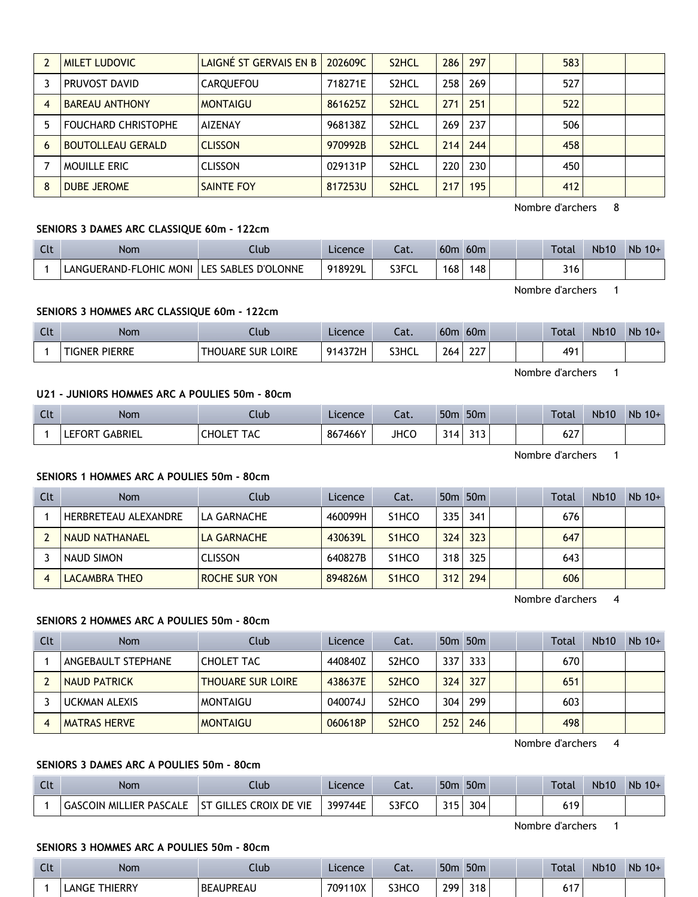| Clt | Nom | Club | Licence | Cat. | | | | | Total | Nb10 | Nb 10+ |
|---|---|---|---|---|---|---|---|---|---|---|---|
| 2 | MILET LUDOVIC | LAIGNÉ ST GERVAIS EN B | 202609C | S2HCL | 286 | 297 | | | 583 | | |
| 3 | PRUVOST DAVID | CARQUEFOU | 718271E | S2HCL | 258 | 269 | | | 527 | | |
| 4 | BAREAU ANTHONY | MONTAIGU | 861625Z | S2HCL | 271 | 251 | | | 522 | | |
| 5 | FOUCHARD CHRISTOPHE | AIZENAY | 968138Z | S2HCL | 269 | 237 | | | 506 | | |
| 6 | BOUTOLLEAU GERALD | CLISSON | 970992B | S2HCL | 214 | 244 | | | 458 | | |
| 7 | MOUILLE ERIC | CLISSON | 029131P | S2HCL | 220 | 230 | | | 450 | | |
| 8 | DUBE JEROME | SAINTE FOY | 817253U | S2HCL | 217 | 195 | | | 412 | | |

Nombre d'archers 8

**SENIORS 3 DAMES ARC CLASSIQUE 60m - 122cm**

| Clt | Nom | Club | Licence | Cat. | 60m | 60m | | | Total | Nb10 | Nb 10+ |
|---|---|---|---|---|---|---|---|---|---|---|---|
| 1 | LANGUERAND-FLOHIC MONI | LES SABLES D'OLONNE | 918929L | S3FCL | 168 | 148 | | | 316 | | |

Nombre d'archers 1

**SENIORS 3 HOMMES ARC CLASSIQUE 60m - 122cm**

| Clt | Nom | Club | Licence | Cat. | 60m | 60m | | | Total | Nb10 | Nb 10+ |
|---|---|---|---|---|---|---|---|---|---|---|---|
| 1 | TIGNER PIERRE | THOUARE SUR LOIRE | 914372H | S3HCL | 264 | 227 | | | 491 | | |

Nombre d'archers 1

**U21 - JUNIORS HOMMES ARC A POULIES 50m - 80cm**

| Clt | Nom | Club | Licence | Cat. | 50m | 50m | | | Total | Nb10 | Nb 10+ |
|---|---|---|---|---|---|---|---|---|---|---|---|
| 1 | LEFORT GABRIEL | CHOLET TAC | 867466Y | JHCO | 314 | 313 | | | 627 | | |

Nombre d'archers 1

**SENIORS 1 HOMMES ARC A POULIES 50m - 80cm**

| Clt | Nom | Club | Licence | Cat. | 50m | 50m | | | Total | Nb10 | Nb 10+ |
|---|---|---|---|---|---|---|---|---|---|---|---|
| 1 | HERBRETEAU ALEXANDRE | LA GARNACHE | 460099H | S1HCO | 335 | 341 | | | 676 | | |
| 2 | NAUD NATHANAEL | LA GARNACHE | 430639L | S1HCO | 324 | 323 | | | 647 | | |
| 3 | NAUD SIMON | CLISSON | 640827B | S1HCO | 318 | 325 | | | 643 | | |
| 4 | LACAMBRA THEO | ROCHE SUR YON | 894826M | S1HCO | 312 | 294 | | | 606 | | |

Nombre d'archers 4

**SENIORS 2 HOMMES ARC A POULIES 50m - 80cm**

| Clt | Nom | Club | Licence | Cat. | 50m | 50m | | | Total | Nb10 | Nb 10+ |
|---|---|---|---|---|---|---|---|---|---|---|---|
| 1 | ANGEBAULT STEPHANE | CHOLET TAC | 440840Z | S2HCO | 337 | 333 | | | 670 | | |
| 2 | NAUD PATRICK | THOUARE SUR LOIRE | 438637E | S2HCO | 324 | 327 | | | 651 | | |
| 3 | UCKMAN ALEXIS | MONTAIGU | 040074J | S2HCO | 304 | 299 | | | 603 | | |
| 4 | MATRAS HERVE | MONTAIGU | 060618P | S2HCO | 252 | 246 | | | 498 | | |

Nombre d'archers 4

**SENIORS 3 DAMES ARC A POULIES 50m - 80cm**

| Clt | Nom | Club | Licence | Cat. | 50m | 50m | | | Total | Nb10 | Nb 10+ |
|---|---|---|---|---|---|---|---|---|---|---|---|
| 1 | GASCOIN MILLIER PASCALE | ST GILLES CROIX DE VIE | 399744E | S3FCO | 315 | 304 | | | 619 | | |

Nombre d'archers 1

**SENIORS 3 HOMMES ARC A POULIES 50m - 80cm**

| Clt | Nom | Club | Licence | Cat. | 50m | 50m | | | Total | Nb10 | Nb 10+ |
|---|---|---|---|---|---|---|---|---|---|---|---|
| 1 | LANGE THIERRY | BEAUPREAU | 709110X | S3HCO | 299 | 318 | | | 617 | | |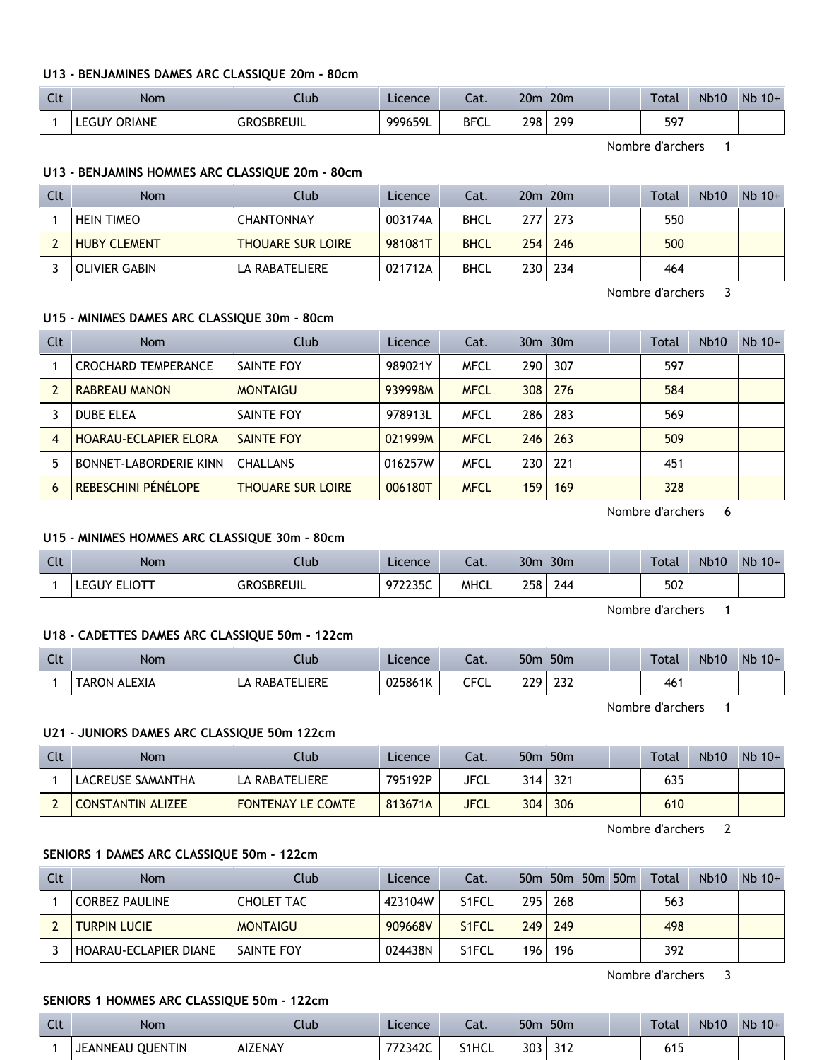### U13 - BENJAMINES DAMES ARC CLASSIQUE 20m - 80cm

| Clt | Nom | Club | Licence | Cat. | 20m | 20m | | | Total | Nb10 | Nb 10+ |
|---|---|---|---|---|---|---|---|---|---|---|---|
| 1 | LEGUY ORIANE | GROSBREUIL | 999659L | BFCL | 298 | 299 | | | 597 | | |

Nombre d'archers 1

### U13 - BENJAMINS HOMMES ARC CLASSIQUE 20m - 80cm

| Clt | Nom | Club | Licence | Cat. | 20m | 20m | | | Total | Nb10 | Nb 10+ |
|---|---|---|---|---|---|---|---|---|---|---|---|
| 1 | HEIN TIMEO | CHANTONNAY | 003174A | BHCL | 277 | 273 | | | 550 | | |
| 2 | HUBY CLEMENT | THOUARE SUR LOIRE | 981081T | BHCL | 254 | 246 | | | 500 | | |
| 3 | OLIVIER GABIN | LA RABATELIERE | 021712A | BHCL | 230 | 234 | | | 464 | | |

Nombre d'archers 3

### U15 - MINIMES DAMES ARC CLASSIQUE 30m - 80cm

| Clt | Nom | Club | Licence | Cat. | 30m | 30m | | | Total | Nb10 | Nb 10+ |
|---|---|---|---|---|---|---|---|---|---|---|---|
| 1 | CROCHARD TEMPERANCE | SAINTE FOY | 989021Y | MFCL | 290 | 307 | | | 597 | | |
| 2 | RABREAU MANON | MONTAIGU | 939998M | MFCL | 308 | 276 | | | 584 | | |
| 3 | DUBE ELEA | SAINTE FOY | 978913L | MFCL | 286 | 283 | | | 569 | | |
| 4 | HOARAU-ECLAPIER ELORA | SAINTE FOY | 021999M | MFCL | 246 | 263 | | | 509 | | |
| 5 | BONNET-LABORDERIE KINN | CHALLANS | 016257W | MFCL | 230 | 221 | | | 451 | | |
| 6 | REBESCHINI PÉNÉLOPE | THOUARE SUR LOIRE | 006180T | MFCL | 159 | 169 | | | 328 | | |

Nombre d'archers 6

### U15 - MINIMES HOMMES ARC CLASSIQUE 30m - 80cm

| Clt | Nom | Club | Licence | Cat. | 30m | 30m | | | Total | Nb10 | Nb 10+ |
|---|---|---|---|---|---|---|---|---|---|---|---|
| 1 | LEGUY ELIOTT | GROSBREUIL | 972235C | MHCL | 258 | 244 | | | 502 | | |

Nombre d'archers 1

### U18 - CADETTES DAMES ARC CLASSIQUE 50m - 122cm

| Clt | Nom | Club | Licence | Cat. | 50m | 50m | | | Total | Nb10 | Nb 10+ |
|---|---|---|---|---|---|---|---|---|---|---|---|
| 1 | TARON ALEXIA | LA RABATELIERE | 025861K | CFCL | 229 | 232 | | | 461 | | |

Nombre d'archers 1

### U21 - JUNIORS DAMES ARC CLASSIQUE 50m 122cm

| Clt | Nom | Club | Licence | Cat. | 50m | 50m | | | Total | Nb10 | Nb 10+ |
|---|---|---|---|---|---|---|---|---|---|---|---|
| 1 | LACREUSE SAMANTHA | LA RABATELIERE | 795192P | JFCL | 314 | 321 | | | 635 | | |
| 2 | CONSTANTIN ALIZEE | FONTENAY LE COMTE | 813671A | JFCL | 304 | 306 | | | 610 | | |

Nombre d'archers 2

### SENIORS 1 DAMES ARC CLASSIQUE 50m - 122cm

| Clt | Nom | Club | Licence | Cat. | 50m | 50m | 50m | 50m | Total | Nb10 | Nb 10+ |
|---|---|---|---|---|---|---|---|---|---|---|---|
| 1 | CORBEZ PAULINE | CHOLET TAC | 423104W | S1FCL | 295 | 268 | | | 563 | | |
| 2 | TURPIN LUCIE | MONTAIGU | 909668V | S1FCL | 249 | 249 | | | 498 | | |
| 3 | HOARAU-ECLAPIER DIANE | SAINTE FOY | 024438N | S1FCL | 196 | 196 | | | 392 | | |

Nombre d'archers 3

### SENIORS 1 HOMMES ARC CLASSIQUE 50m - 122cm

| Clt | Nom | Club | Licence | Cat. | 50m | 50m | | | Total | Nb10 | Nb 10+ |
|---|---|---|---|---|---|---|---|---|---|---|---|
| 1 | JEANNEAU QUENTIN | AIZENAY | 772342C | S1HCL | 303 | 312 | | | 615 | | |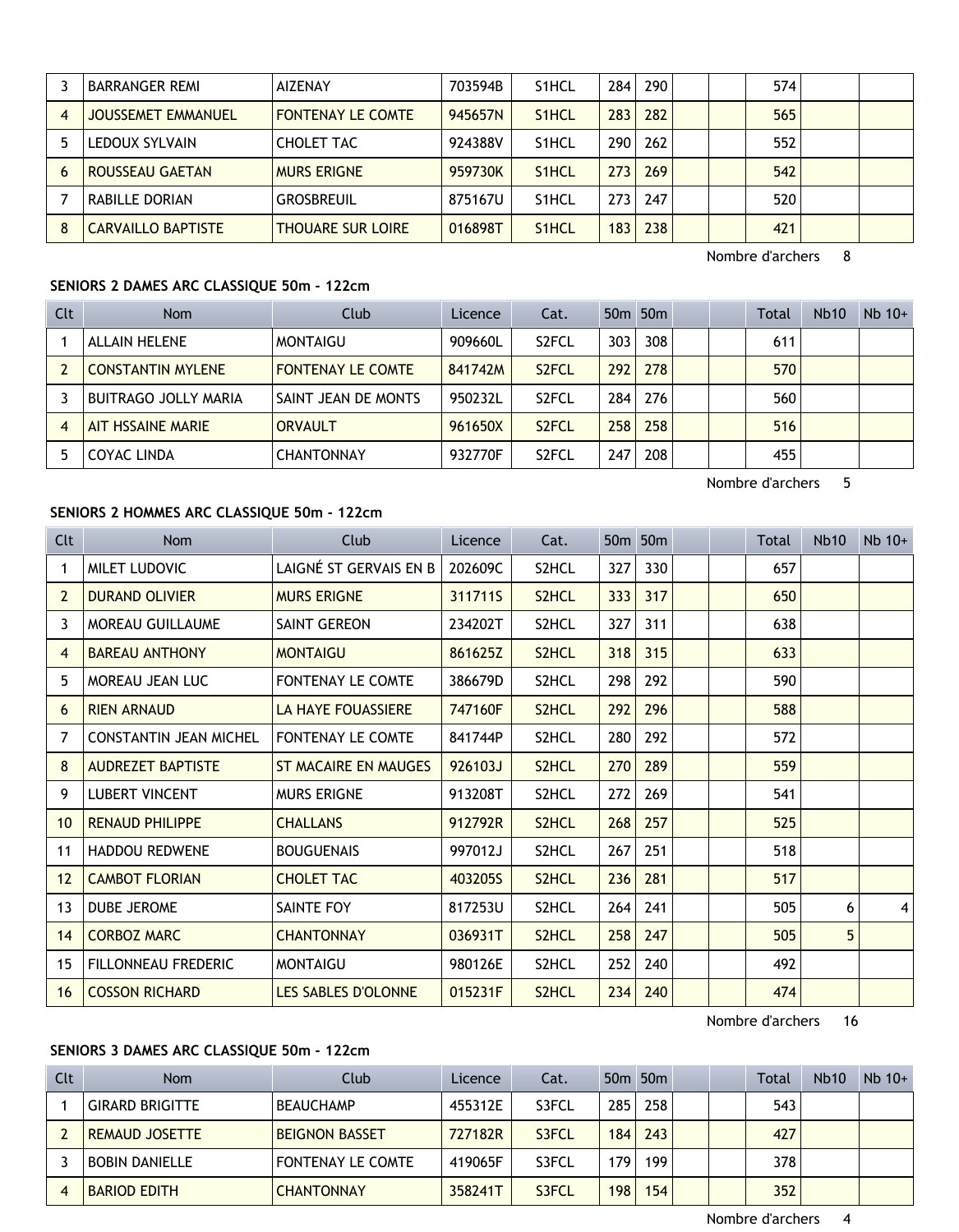| Clt | Nom | Club | Licence | Cat. | 50m | 50m | | | Total | Nb10 | Nb 10+ |
|---|---|---|---|---|---|---|---|---|---|---|---|
| 3 | BARRANGER REMI | AIZENAY | 703594B | S1HCL | 284 | 290 | | | 574 | | |
| 4 | JOUSSEMET EMMANUEL | FONTENAY LE COMTE | 945657N | S1HCL | 283 | 282 | | | 565 | | |
| 5 | LEDOUX SYLVAIN | CHOLET TAC | 924388V | S1HCL | 290 | 262 | | | 552 | | |
| 6 | ROUSSEAU GAETAN | MURS ERIGNE | 959730K | S1HCL | 273 | 269 | | | 542 | | |
| 7 | RABILLE DORIAN | GROSBREUIL | 875167U | S1HCL | 273 | 247 | | | 520 | | |
| 8 | CARVAILLO BAPTISTE | THOUARE SUR LOIRE | 016898T | S1HCL | 183 | 238 | | | 421 | | |

Nombre d'archers 8

**SENIORS 2 DAMES ARC CLASSIQUE 50m - 122cm**

| Clt | Nom | Club | Licence | Cat. | 50m | 50m | | | Total | Nb10 | Nb 10+ |
|---|---|---|---|---|---|---|---|---|---|---|---|
| 1 | ALLAIN HELENE | MONTAIGU | 909660L | S2FCL | 303 | 308 | | | 611 | | |
| 2 | CONSTANTIN MYLENE | FONTENAY LE COMTE | 841742M | S2FCL | 292 | 278 | | | 570 | | |
| 3 | BUITRAGO JOLLY MARIA | SAINT JEAN DE MONTS | 950232L | S2FCL | 284 | 276 | | | 560 | | |
| 4 | AIT HSSAINE MARIE | ORVAULT | 961650X | S2FCL | 258 | 258 | | | 516 | | |
| 5 | COYAC LINDA | CHANTONNAY | 932770F | S2FCL | 247 | 208 | | | 455 | | |

Nombre d'archers 5

**SENIORS 2 HOMMES ARC CLASSIQUE 50m - 122cm**

| Clt | Nom | Club | Licence | Cat. | 50m | 50m | | | Total | Nb10 | Nb 10+ |
|---|---|---|---|---|---|---|---|---|---|---|---|
| 1 | MILET LUDOVIC | LAIGNÉ ST GERVAIS EN B | 202609C | S2HCL | 327 | 330 | | | 657 | | |
| 2 | DURAND OLIVIER | MURS ERIGNE | 311711S | S2HCL | 333 | 317 | | | 650 | | |
| 3 | MOREAU GUILLAUME | SAINT GEREON | 234202T | S2HCL | 327 | 311 | | | 638 | | |
| 4 | BAREAU ANTHONY | MONTAIGU | 861625Z | S2HCL | 318 | 315 | | | 633 | | |
| 5 | MOREAU JEAN LUC | FONTENAY LE COMTE | 386679D | S2HCL | 298 | 292 | | | 590 | | |
| 6 | RIEN ARNAUD | LA HAYE FOUASSIERE | 747160F | S2HCL | 292 | 296 | | | 588 | | |
| 7 | CONSTANTIN JEAN MICHEL | FONTENAY LE COMTE | 841744P | S2HCL | 280 | 292 | | | 572 | | |
| 8 | AUDREZET BAPTISTE | ST MACAIRE EN MAUGES | 926103J | S2HCL | 270 | 289 | | | 559 | | |
| 9 | LUBERT VINCENT | MURS ERIGNE | 913208T | S2HCL | 272 | 269 | | | 541 | | |
| 10 | RENAUD PHILIPPE | CHALLANS | 912792R | S2HCL | 268 | 257 | | | 525 | | |
| 11 | HADDOU REDWENE | BOUGUENAIS | 997012J | S2HCL | 267 | 251 | | | 518 | | |
| 12 | CAMBOT FLORIAN | CHOLET TAC | 403205S | S2HCL | 236 | 281 | | | 517 | | |
| 13 | DUBE JEROME | SAINTE FOY | 817253U | S2HCL | 264 | 241 | | | 505 | 6 | 4 |
| 14 | CORBOZ MARC | CHANTONNAY | 036931T | S2HCL | 258 | 247 | | | 505 | 5 | |
| 15 | FILLONNEAU FREDERIC | MONTAIGU | 980126E | S2HCL | 252 | 240 | | | 492 | | |
| 16 | COSSON RICHARD | LES SABLES D'OLONNE | 015231F | S2HCL | 234 | 240 | | | 474 | | |

Nombre d'archers 16

**SENIORS 3 DAMES ARC CLASSIQUE 50m - 122cm**

| Clt | Nom | Club | Licence | Cat. | 50m | 50m | | | Total | Nb10 | Nb 10+ |
|---|---|---|---|---|---|---|---|---|---|---|---|
| 1 | GIRARD BRIGITTE | BEAUCHAMP | 455312E | S3FCL | 285 | 258 | | | 543 | | |
| 2 | REMAUD JOSETTE | BEIGNON BASSET | 727182R | S3FCL | 184 | 243 | | | 427 | | |
| 3 | BOBIN DANIELLE | FONTENAY LE COMTE | 419065F | S3FCL | 179 | 199 | | | 378 | | |
| 4 | BARIOD EDITH | CHANTONNAY | 358241T | S3FCL | 198 | 154 | | | 352 | | |

Nombre d'archers 4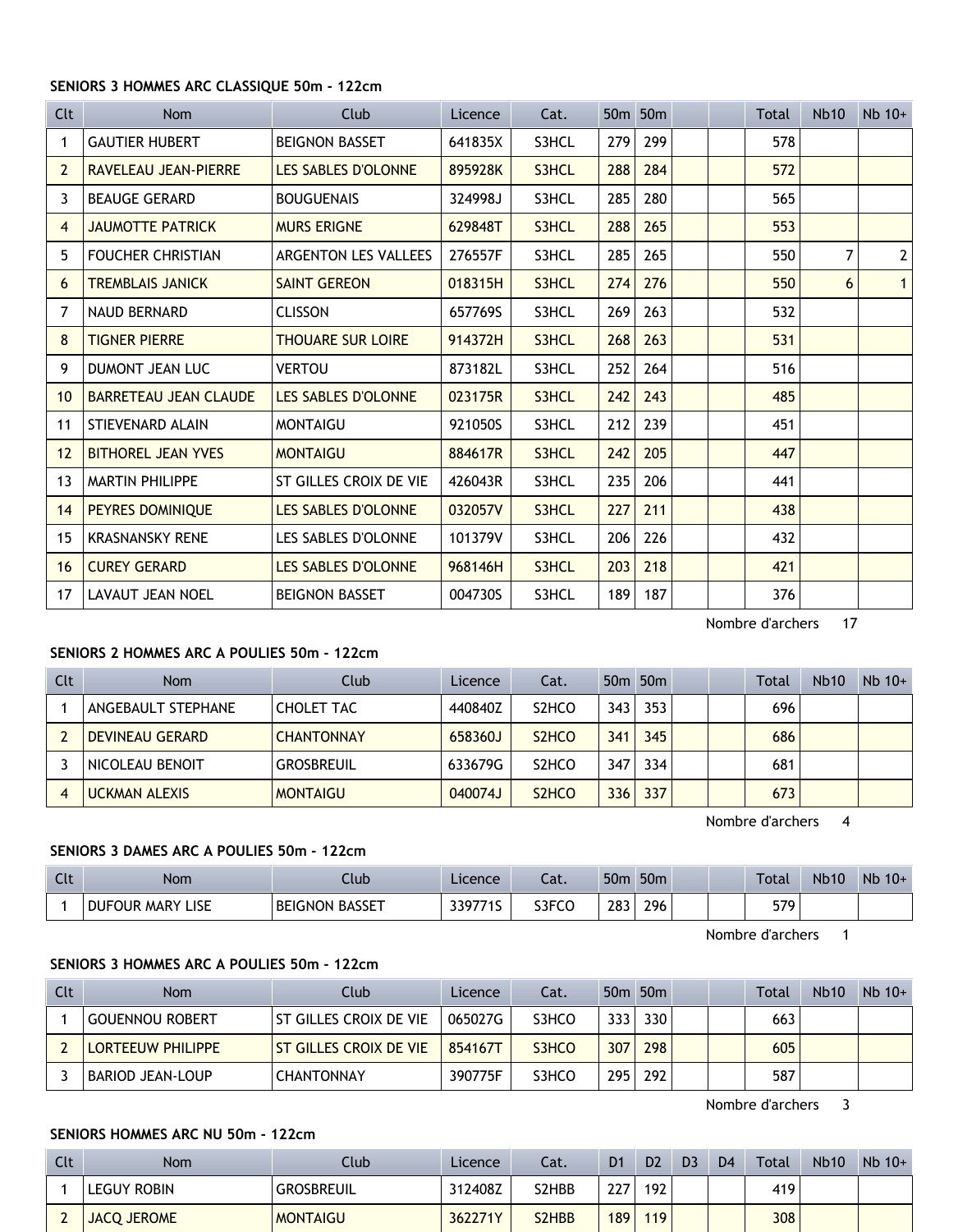**SENIORS 3 HOMMES ARC CLASSIQUE 50m - 122cm**

| Clt | Nom | Club | Licence | Cat. | 50m | 50m | | | Total | Nb10 | Nb 10+ |
|---|---|---|---|---|---|---|---|---|---|---|---|
| 1 | GAUTIER HUBERT | BEIGNON BASSET | 641835X | S3HCL | 279 | 299 | | | 578 | | |
| 2 | RAVELEAU JEAN-PIERRE | LES SABLES D'OLONNE | 895928K | S3HCL | 288 | 284 | | | 572 | | |
| 3 | BEAUGE GERARD | BOUGUENAIS | 324998J | S3HCL | 285 | 280 | | | 565 | | |
| 4 | JAUMOTTE PATRICK | MURS ERIGNE | 629848T | S3HCL | 288 | 265 | | | 553 | | |
| 5 | FOUCHER CHRISTIAN | ARGENTON LES VALLEES | 276557F | S3HCL | 285 | 265 | | | 550 | 7 | 2 |
| 6 | TREMBLAIS JANICK | SAINT GEREON | 018315H | S3HCL | 274 | 276 | | | 550 | 6 | 1 |
| 7 | NAUD BERNARD | CLISSON | 657769S | S3HCL | 269 | 263 | | | 532 | | |
| 8 | TIGNER PIERRE | THOUARE SUR LOIRE | 914372H | S3HCL | 268 | 263 | | | 531 | | |
| 9 | DUMONT JEAN LUC | VERTOU | 873182L | S3HCL | 252 | 264 | | | 516 | | |
| 10 | BARRETEAU JEAN CLAUDE | LES SABLES D'OLONNE | 023175R | S3HCL | 242 | 243 | | | 485 | | |
| 11 | STIEVENARD ALAIN | MONTAIGU | 921050S | S3HCL | 212 | 239 | | | 451 | | |
| 12 | BITHOREL JEAN YVES | MONTAIGU | 884617R | S3HCL | 242 | 205 | | | 447 | | |
| 13 | MARTIN PHILIPPE | ST GILLES CROIX DE VIE | 426043R | S3HCL | 235 | 206 | | | 441 | | |
| 14 | PEYRES DOMINIQUE | LES SABLES D'OLONNE | 032057V | S3HCL | 227 | 211 | | | 438 | | |
| 15 | KRASNANSKY RENE | LES SABLES D'OLONNE | 101379V | S3HCL | 206 | 226 | | | 432 | | |
| 16 | CUREY GERARD | LES SABLES D'OLONNE | 968146H | S3HCL | 203 | 218 | | | 421 | | |
| 17 | LAVAUT JEAN NOEL | BEIGNON BASSET | 004730S | S3HCL | 189 | 187 | | | 376 | | |

Nombre d'archers 17

**SENIORS 2 HOMMES ARC A POULIES 50m - 122cm**

| Clt | Nom | Club | Licence | Cat. | 50m | 50m | | | Total | Nb10 | Nb 10+ |
|---|---|---|---|---|---|---|---|---|---|---|---|
| 1 | ANGEBAULT STEPHANE | CHOLET TAC | 440840Z | S2HCO | 343 | 353 | | | 696 | | |
| 2 | DEVINEAU GERARD | CHANTONNAY | 658360J | S2HCO | 341 | 345 | | | 686 | | |
| 3 | NICOLEAU BENOIT | GROSBREUIL | 633679G | S2HCO | 347 | 334 | | | 681 | | |
| 4 | UCKMAN ALEXIS | MONTAIGU | 040074J | S2HCO | 336 | 337 | | | 673 | | |

Nombre d'archers 4

**SENIORS 3 DAMES ARC A POULIES 50m - 122cm**

| Clt | Nom | Club | Licence | Cat. | 50m | 50m | | | Total | Nb10 | Nb 10+ |
|---|---|---|---|---|---|---|---|---|---|---|---|
| 1 | DUFOUR MARY LISE | BEIGNON BASSET | 339771S | S3FCO | 283 | 296 | | | 579 | | |

Nombre d'archers 1

**SENIORS 3 HOMMES ARC A POULIES 50m - 122cm**

| Clt | Nom | Club | Licence | Cat. | 50m | 50m | | | Total | Nb10 | Nb 10+ |
|---|---|---|---|---|---|---|---|---|---|---|---|
| 1 | GOUENNOU ROBERT | ST GILLES CROIX DE VIE | 065027G | S3HCO | 333 | 330 | | | 663 | | |
| 2 | LORTEEUW PHILIPPE | ST GILLES CROIX DE VIE | 854167T | S3HCO | 307 | 298 | | | 605 | | |
| 3 | BARIOD JEAN-LOUP | CHANTONNAY | 390775F | S3HCO | 295 | 292 | | | 587 | | |

Nombre d'archers 3

**SENIORS HOMMES ARC NU 50m - 122cm**

| Clt | Nom | Club | Licence | Cat. | D1 | D2 | D3 | D4 | Total | Nb10 | Nb 10+ |
|---|---|---|---|---|---|---|---|---|---|---|---|
| 1 | LEGUY ROBIN | GROSBREUIL | 312408Z | S2HBB | 227 | 192 | | | 419 | | |
| 2 | JACQ JEROME | MONTAIGU | 362271Y | S2HBB | 189 | 119 | | | 308 | | |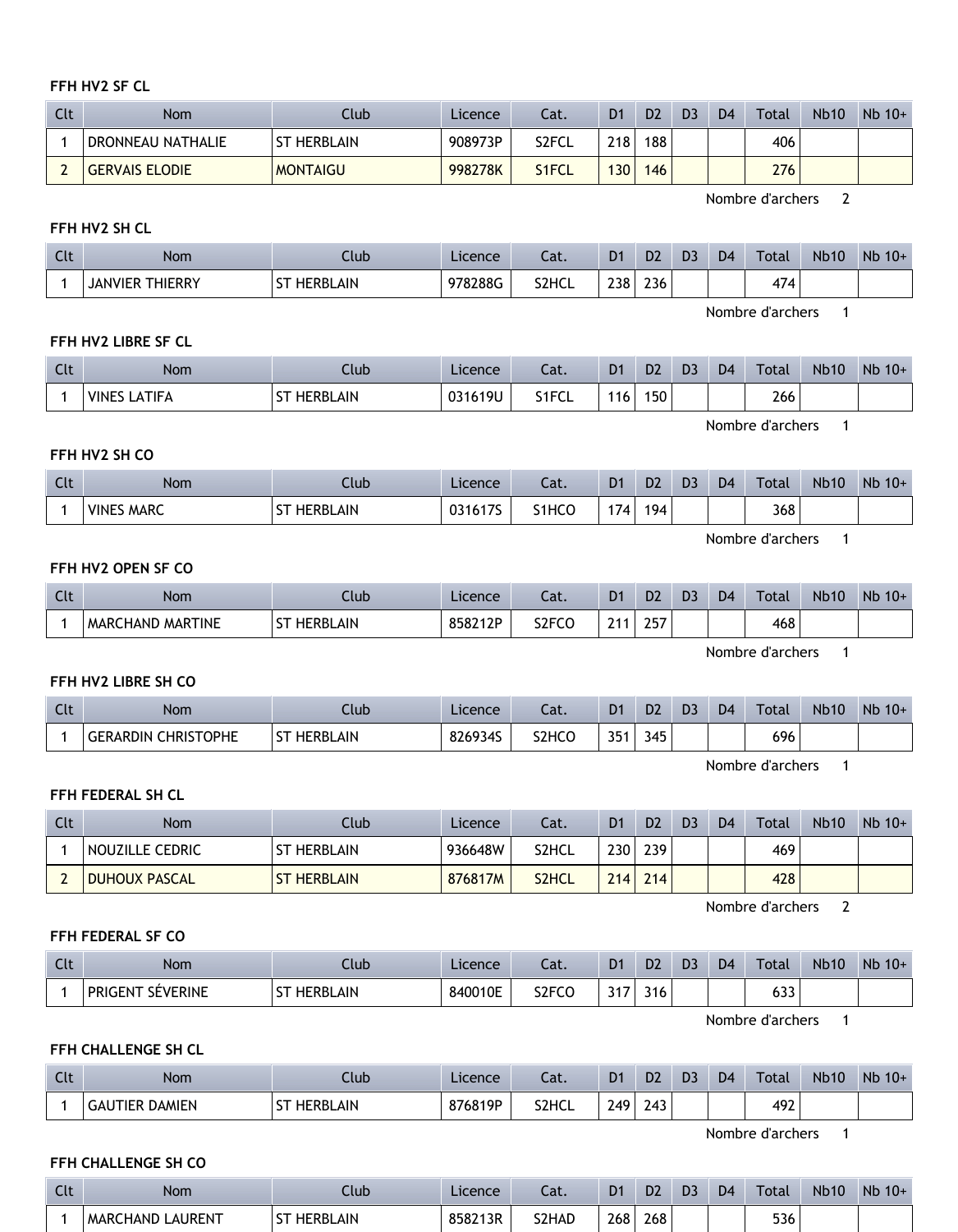**FFH HV2 SF CL**

| Clt | Nom | Club | Licence | Cat. | D1 | D2 | D3 | D4 | Total | Nb10 | Nb 10+ |
|---|---|---|---|---|---|---|---|---|---|---|---|
| 1 | DRONNEAU NATHALIE | ST HERBLAIN | 908973P | S2FCL | 218 | 188 | | | 406 | | |
| 2 | GERVAIS ELODIE | MONTAIGU | 998278K | S1FCL | 130 | 146 | | | 276 | | |

Nombre d'archers 2

**FFH HV2 SH CL**

| Clt | Nom | Club | Licence | Cat. | D1 | D2 | D3 | D4 | Total | Nb10 | Nb 10+ |
|---|---|---|---|---|---|---|---|---|---|---|---|
| 1 | JANVIER THIERRY | ST HERBLAIN | 978288G | S2HCL | 238 | 236 | | | 474 | | |

Nombre d'archers 1

**FFH HV2 LIBRE SF CL**

| Clt | Nom | Club | Licence | Cat. | D1 | D2 | D3 | D4 | Total | Nb10 | Nb 10+ |
|---|---|---|---|---|---|---|---|---|---|---|---|
| 1 | VINES LATIFA | ST HERBLAIN | 031619U | S1FCL | 116 | 150 | | | 266 | | |

Nombre d'archers 1

**FFH HV2 SH CO**

| Clt | Nom | Club | Licence | Cat. | D1 | D2 | D3 | D4 | Total | Nb10 | Nb 10+ |
|---|---|---|---|---|---|---|---|---|---|---|---|
| 1 | VINES MARC | ST HERBLAIN | 031617S | S1HCO | 174 | 194 | | | 368 | | |

Nombre d'archers 1

**FFH HV2 OPEN SF CO**

| Clt | Nom | Club | Licence | Cat. | D1 | D2 | D3 | D4 | Total | Nb10 | Nb 10+ |
|---|---|---|---|---|---|---|---|---|---|---|---|
| 1 | MARCHAND MARTINE | ST HERBLAIN | 858212P | S2FCO | 211 | 257 | | | 468 | | |

Nombre d'archers 1

**FFH HV2 LIBRE SH CO**

| Clt | Nom | Club | Licence | Cat. | D1 | D2 | D3 | D4 | Total | Nb10 | Nb 10+ |
|---|---|---|---|---|---|---|---|---|---|---|---|
| 1 | GERARDIN CHRISTOPHE | ST HERBLAIN | 826934S | S2HCO | 351 | 345 | | | 696 | | |

Nombre d'archers 1

**FFH FEDERAL SH CL**

| Clt | Nom | Club | Licence | Cat. | D1 | D2 | D3 | D4 | Total | Nb10 | Nb 10+ |
|---|---|---|---|---|---|---|---|---|---|---|---|
| 1 | NOUZILLE CEDRIC | ST HERBLAIN | 936648W | S2HCL | 230 | 239 | | | 469 | | |
| 2 | DUHOUX PASCAL | ST HERBLAIN | 876817M | S2HCL | 214 | 214 | | | 428 | | |

Nombre d'archers 2

**FFH FEDERAL SF CO**

| Clt | Nom | Club | Licence | Cat. | D1 | D2 | D3 | D4 | Total | Nb10 | Nb 10+ |
|---|---|---|---|---|---|---|---|---|---|---|---|
| 1 | PRIGENT SÉVERINE | ST HERBLAIN | 840010E | S2FCO | 317 | 316 | | | 633 | | |

Nombre d'archers 1

**FFH CHALLENGE SH CL**

| Clt | Nom | Club | Licence | Cat. | D1 | D2 | D3 | D4 | Total | Nb10 | Nb 10+ |
|---|---|---|---|---|---|---|---|---|---|---|---|
| 1 | GAUTIER DAMIEN | ST HERBLAIN | 876819P | S2HCL | 249 | 243 | | | 492 | | |

Nombre d'archers 1

**FFH CHALLENGE SH CO**

| Clt | Nom | Club | Licence | Cat. | D1 | D2 | D3 | D4 | Total | Nb10 | Nb 10+ |
|---|---|---|---|---|---|---|---|---|---|---|---|
| 1 | MARCHAND LAURENT | ST HERBLAIN | 858213R | S2HAD | 268 | 268 | | | 536 | | |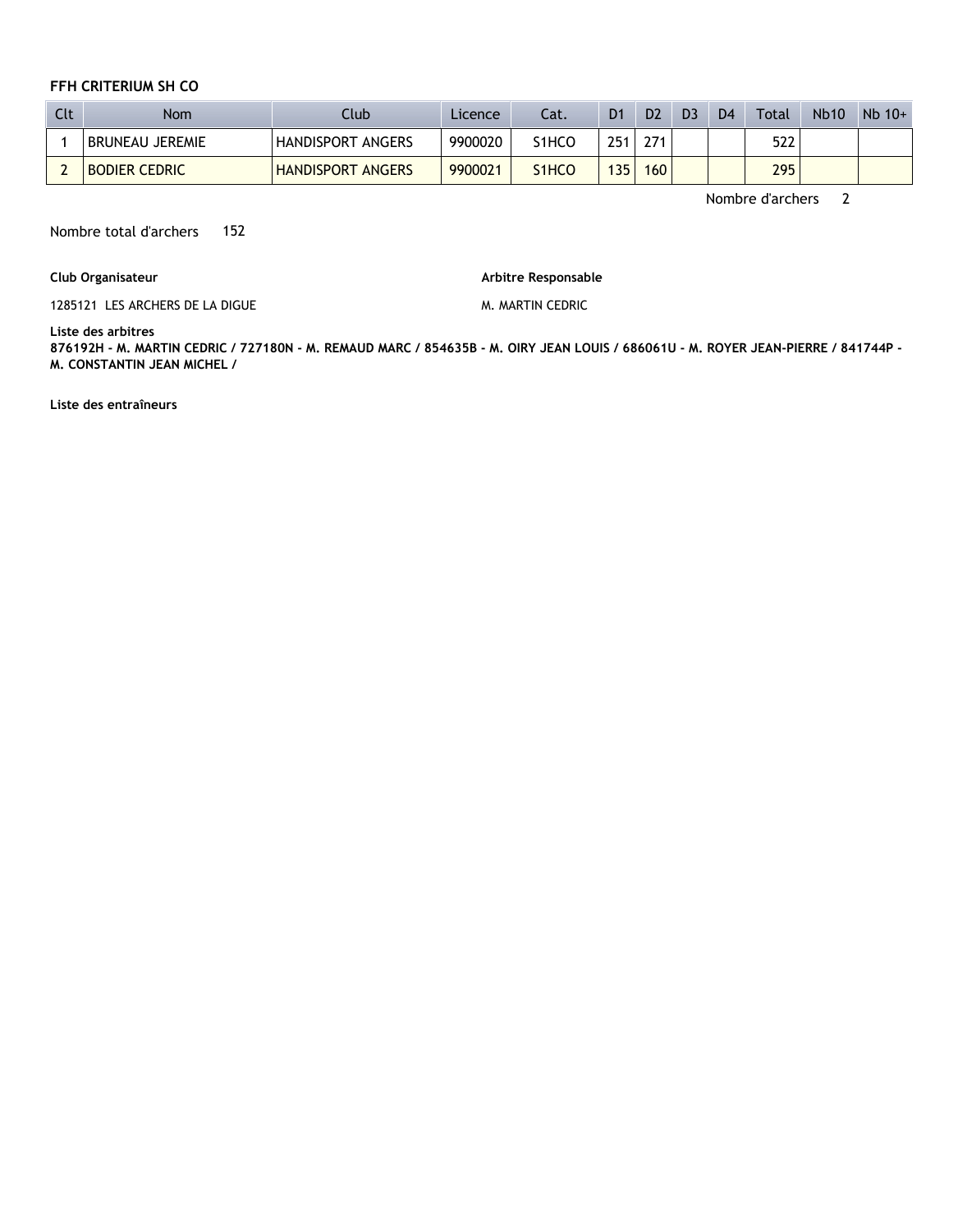**FFH CRITERIUM SH CO**

| Clt | Nom | Club | Licence | Cat. | D1 | D2 | D3 | D4 | Total | Nb10 | Nb 10+ |
|---|---|---|---|---|---|---|---|---|---|---|---|
| 1 | BRUNEAU JEREMIE | HANDISPORT ANGERS | 9900020 | S1HCO | 251 | 271 | | | 522 | | |
| 2 | BODIER CEDRIC | HANDISPORT ANGERS | 9900021 | S1HCO | 135 | 160 | | | 295 | | |

Nombre d'archers 2

Nombre total d'archers 152

**Club Organisateur**

1285121 LES ARCHERS DE LA DIGUE

**Arbitre Responsable**

M. MARTIN CEDRIC

**Liste des arbitres**

**876192H - M. MARTIN CEDRIC / 727180N - M. REMAUD MARC / 854635B - M. OIRY JEAN LOUIS / 686061U - M. ROYER JEAN-PIERRE / 841744P - M. CONSTANTIN JEAN MICHEL /**

**Liste des entraîneurs**